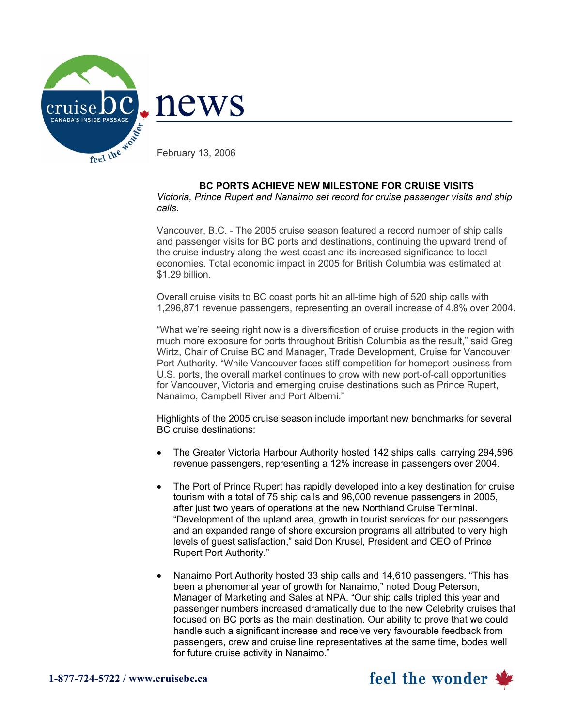news

February 13, 2006

## BC PORTS ACHIEVE NEW MILESTONE FOR CRUISE VISITS

*Victoria, Prince Rupert and Nanaimo set record for cruise passenger visits and ship calls.*

Vancouver, B.C. - The 2005 cruise season featured a record number of ship calls and passenger visits for BC ports and destinations, continuing the upward trend of the cruise industry along the west coast and its increased significance to local economies. Total economic impact in 2005 for British Columbia was estimated at $1.29 billion.

Overall cruise visits to BC coast ports hit an all-time high of 520 ship calls with 1,296,871 revenue passengers, representing an overall increase of 4.8% over 2004.

"What we're seeing right now is a diversification of cruise products in the region with much more exposure for ports throughout British Columbia as the result," said Greg Wirtz, Chair of Cruise BC and Manager, Trade Development, Cruise for Vancouver Port Authority. "While Vancouver faces stiff competition for homeport business from U.S. ports, the overall market continues to grow with new port-of-call opportunities for Vancouver, Victoria and emerging cruise destinations such as Prince Rupert, Nanaimo, Campbell River and Port Alberni."

Highlights of the 2005 cruise season include important new benchmarks for several BC cruise destinations:

- The Greater Victoria Harbour Authority hosted 142 ships calls, carrying 294,596 revenue passengers, representing a 12% increase in passengers over 2004.
- The Port of Prince Rupert has rapidly developed into a key destination for cruise tourism with a total of 75 ship calls and 96,000 revenue passengers in 2005, after just two years of operations at the new Northland Cruise Terminal. "Development of the upland area, growth in tourist services for our passengers and an expanded range of shore excursion programs all attributed to very high levels of guest satisfaction," said Don Krusel, President and CEO of Prince Rupert Port Authority."
- Nanaimo Port Authority hosted 33 ship calls and 14,610 passengers. "This has been a phenomenal year of growth for Nanaimo," noted Doug Peterson, Manager of Marketing and Sales at NPA. "Our ship calls tripled this year and passenger numbers increased dramatically due to the new Celebrity cruises that focused on BC ports as the main destination. Our ability to prove that we could handle such a significant increase and receive very favourable feedback from passengers, crew and cruise line representatives at the same time, bodes well for future cruise activity in Nanaimo."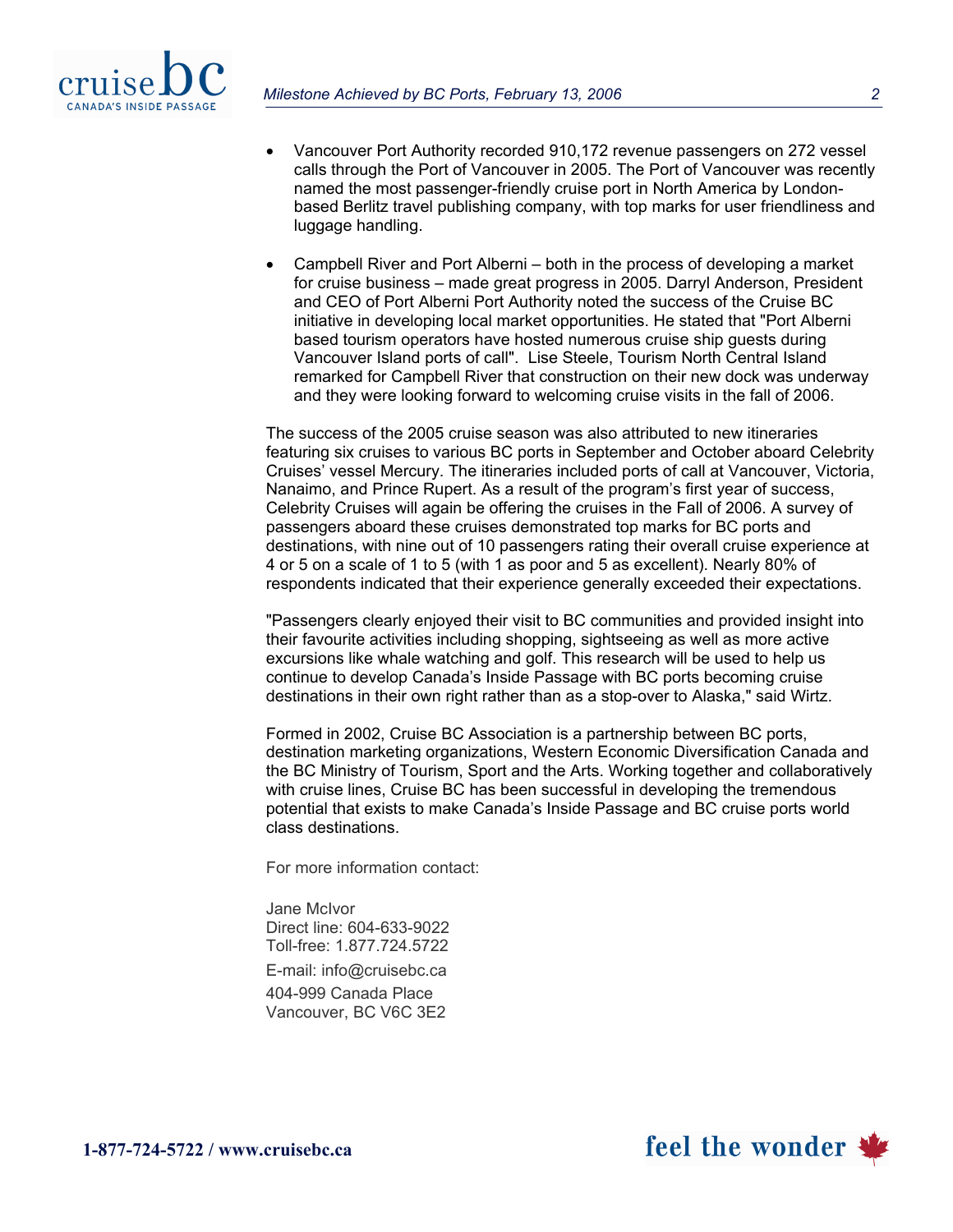- Vancouver Port Authority recorded 910,172 revenue passengers on 272 vessel calls through the Port of Vancouver in 2005. The Port of Vancouver was recently named the most passenger-friendly cruise port in North America by London-based Berlitz travel publishing company, with top marks for user friendliness and luggage handling.

- Campbell River and Port Alberni – both in the process of developing a market for cruise business – made great progress in 2005. Darryl Anderson, President and CEO of Port Alberni Port Authority noted the success of the Cruise BC initiative in developing local market opportunities. He stated that "Port Alberni based tourism operators have hosted numerous cruise ship guests during Vancouver Island ports of call". Lise Steele, Tourism North Central Island remarked for Campbell River that construction on their new dock was underway and they were looking forward to welcoming cruise visits in the fall of 2006.

The success of the 2005 cruise season was also attributed to new itineraries featuring six cruises to various BC ports in September and October aboard Celebrity Cruises' vessel Mercury. The itineraries included ports of call at Vancouver, Victoria, Nanaimo, and Prince Rupert. As a result of the program's first year of success, Celebrity Cruises will again be offering the cruises in the Fall of 2006. A survey of passengers aboard these cruises demonstrated top marks for BC ports and destinations, with nine out of 10 passengers rating their overall cruise experience at 4 or 5 on a scale of 1 to 5 (with 1 as poor and 5 as excellent). Nearly 80% of respondents indicated that their experience generally exceeded their expectations.

"Passengers clearly enjoyed their visit to BC communities and provided insight into their favourite activities including shopping, sightseeing as well as more active excursions like whale watching and golf. This research will be used to help us continue to develop Canada's Inside Passage with BC ports becoming cruise destinations in their own right rather than as a stop-over to Alaska," said Wirtz.

Formed in 2002, Cruise BC Association is a partnership between BC ports, destination marketing organizations, Western Economic Diversification Canada and the BC Ministry of Tourism, Sport and the Arts. Working together and collaboratively with cruise lines, Cruise BC has been successful in developing the tremendous potential that exists to make Canada's Inside Passage and BC cruise ports world class destinations.

For more information contact:

Jane McIvor
Direct line: 604-633-9022
Toll-free: 1.877.724.5722
E-mail: info@cruisebc.ca
404-999 Canada Place
Vancouver, BC V6C 3E2